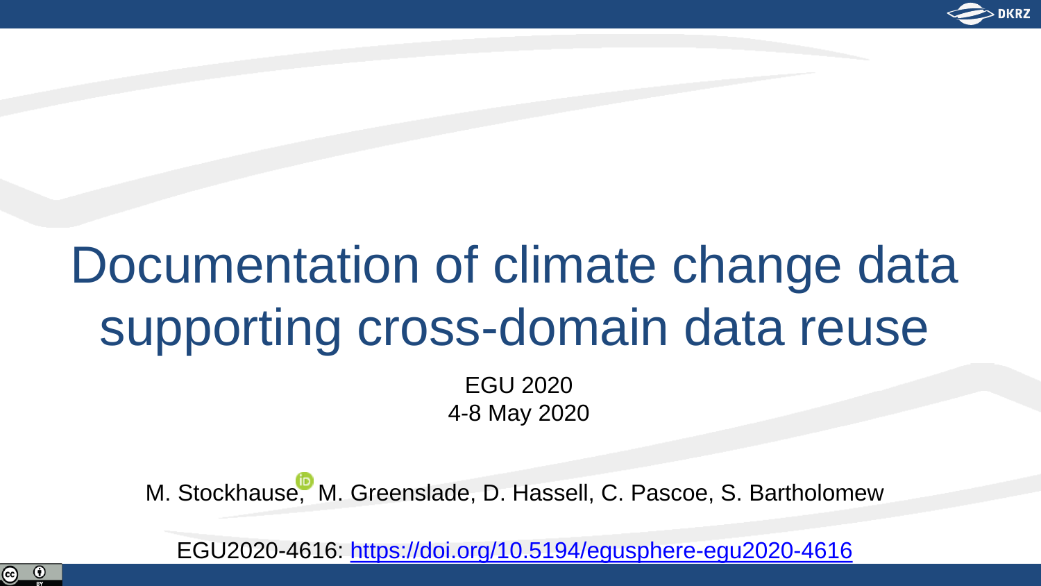# Documentation of climate change data supporting cross-domain data reuse

EGU 2020
4-8 May 2020

M. Stockhause, M. Greenslade, D. Hassell, C. Pascoe, S. Bartholomew

EGU2020-4616: https://doi.org/10.5194/egusphere-egu2020-4616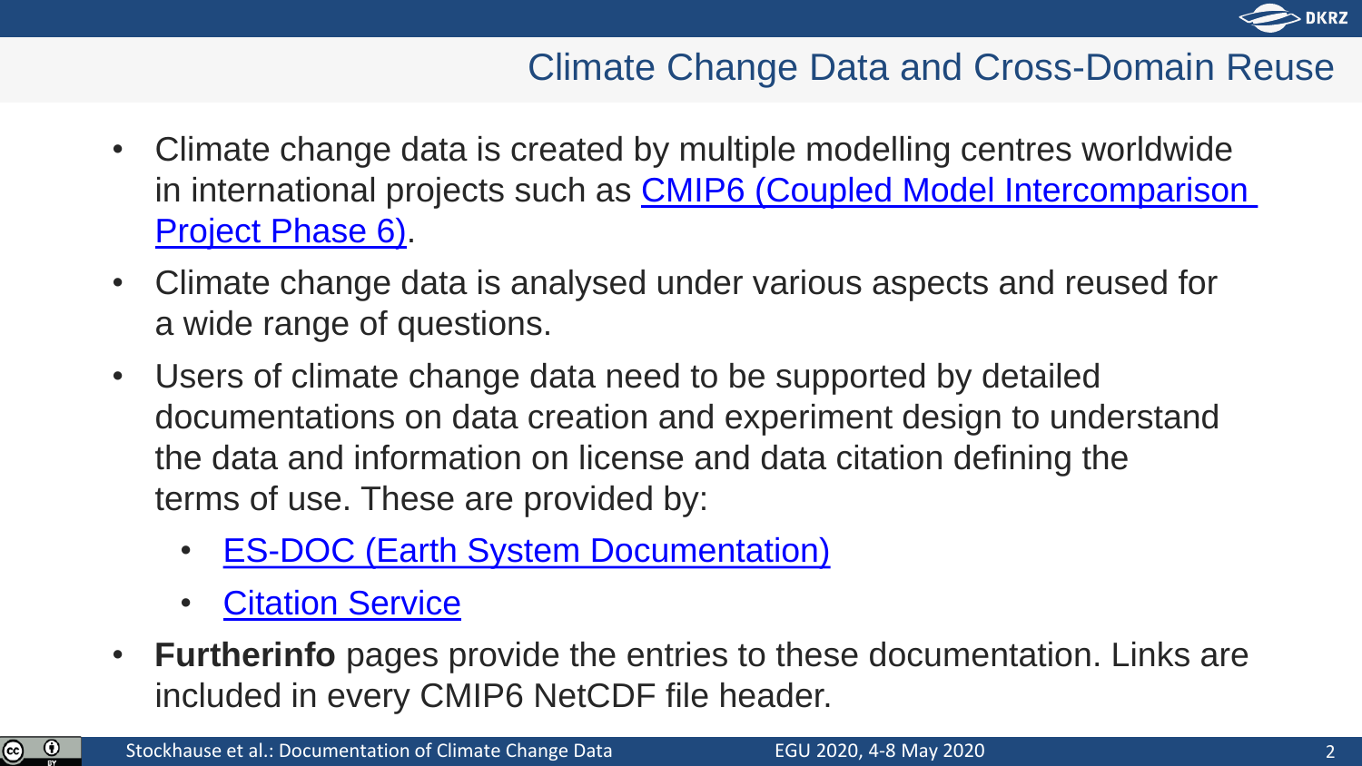## Climate Change Data and Cross-Domain Reuse

- Climate change data is created by multiple modelling centres worldwide in international projects such as CMIP6 (Coupled Model Intercomparison Project Phase 6).
- Climate change data is analysed under various aspects and reused for a wide range of questions.
- Users of climate change data need to be supported by detailed documentations on data creation and experiment design to understand the data and information on license and data citation defining the terms of use. These are provided by:
  - ES-DOC (Earth System Documentation)
  - Citation Service
- **Furtherinfo** pages provide the entries to these documentation. Links are included in every CMIP6 NetCDF file header.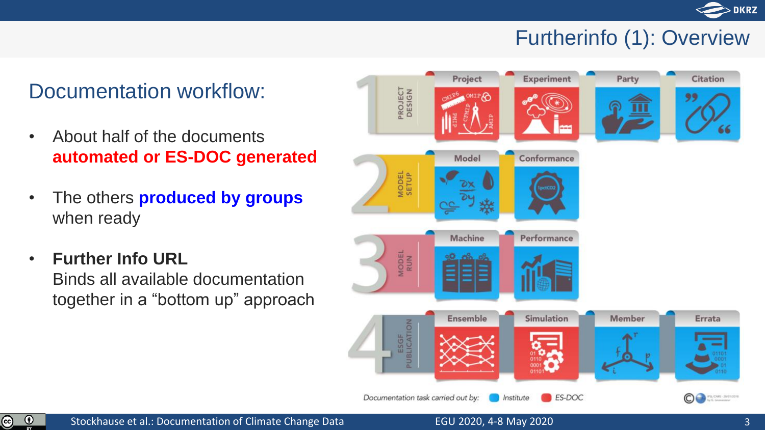# Furtherinfo (1): Overview

## Documentation workflow:

- About half of the documents **automated or ES-DOC generated**
- The others **produced by groups** when ready
- **Further Info URL**
  Binds all available documentation together in a “bottom up” approach

1 PROJECT DESIGN: Project, Experiment, Party, Citation

2 MODEL SETUP: Model, Conformance

3 MODEL RUN: Machine, Performance

4 ESGF PUBLICATION: Ensemble, Simulation, Member, Errata

*Documentation task carried out by:* Institute, ES-DOC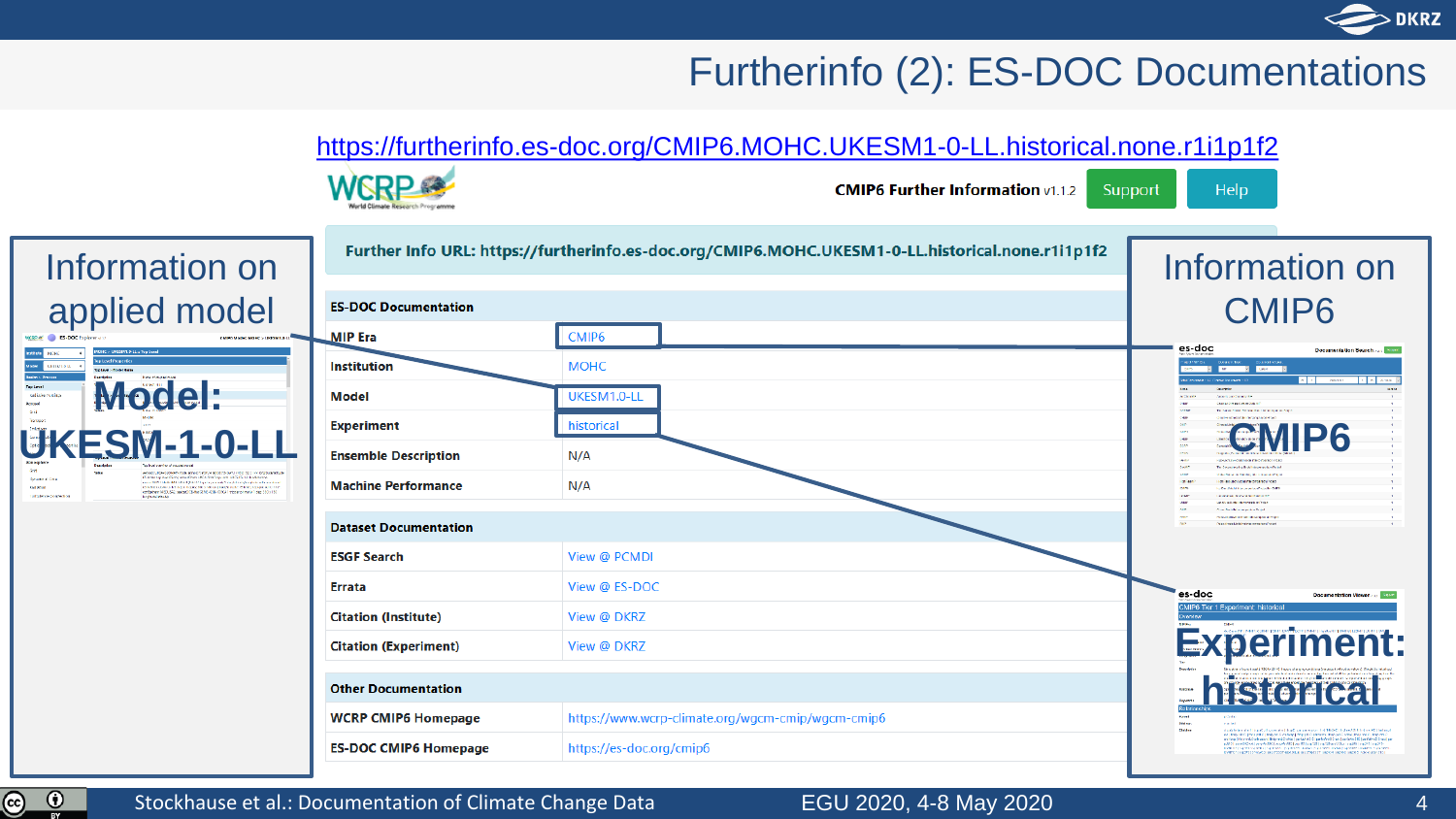# Furtherinfo (2): ES-DOC Documentations

https://furtherinfo.es-doc.org/CMIP6.MOHC.UKESM1-0-LL.historical.none.r1i1p1f2

CMIP6 Further Information v1.1.2 Support Help

Further Info URL: https://furtherinfo.es-doc.org/CMIP6.MOHC.UKESM1-0-LL.historical.none.r1i1p1f2

| ES-DOC Documentation | |
|---|---|
| MIP Era | CMIP6 |
| Institution | MOHC |
| Model | UKESM1.0-LL |
| Experiment | historical |
| Ensemble Description | N/A |
| Machine Performance | N/A |

| Dataset Documentation | |
|---|---|
| ESGF Search | View @ PCMDI |
| Errata | View @ ES-DOC |
| Citation (Institute) | View @ DKRZ |
| Citation (Experiment) | View @ DKRZ |

| Other Documentation | |
|---|---|
| WCRP CMIP6 Homepage | https://www.wcrp-climate.org/wgcm-cmip/wgcm-cmip6 |
| ES-DOC CMIP6 Homepage | https://es-doc.org/cmip6 |

**Information on applied model**

Model: UKESM-1-0-LL

**Information on CMIP6**

CMIP6

Experiment: historical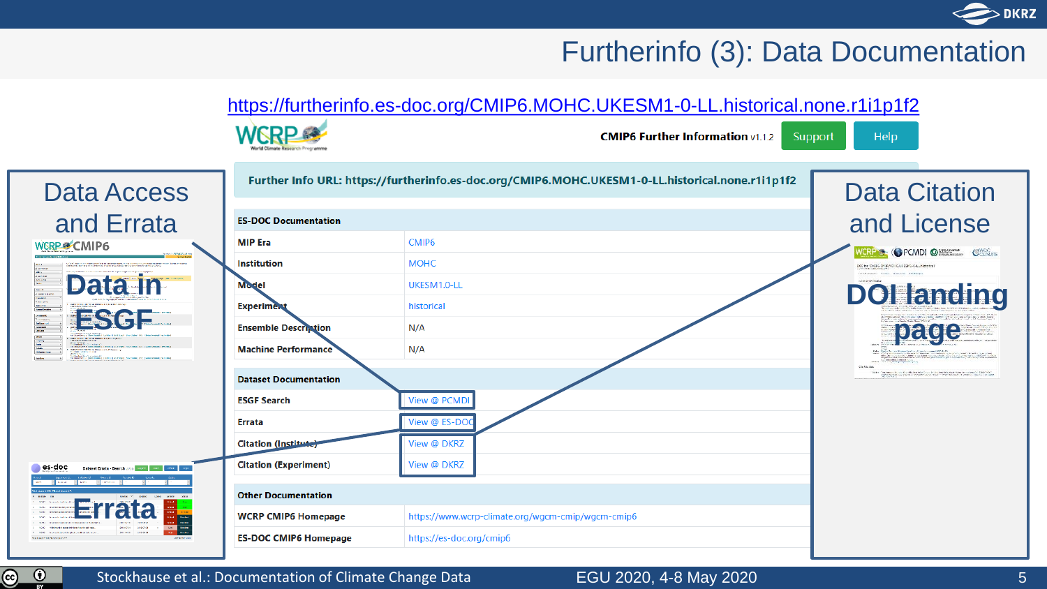# Furtherinfo (3): Data Documentation

https://furtherinfo.es-doc.org/CMIP6.MOHC.UKESM1-0-LL.historical.none.r1i1p1f2

CMIP6 Further Information v1.1.2 | Support | Help

**Further Info URL: https://furtherinfo.es-doc.org/CMIP6.MOHC.UKESM1-0-LL.historical.none.r1i1p1f2**

| ES-DOC Documentation | |
|---|---|
| MIP Era | CMIP6 |
| Institution | MOHC |
| Model | UKESM1.0-LL |
| Experiment | historical |
| Ensemble Description | N/A |
| Machine Performance | N/A |

| Dataset Documentation | |
|---|---|
| ESGF Search | View @ PCMDI |
| Errata | View @ ES-DOC |
| Citation (Institute) | View @ DKRZ |
| Citation (Experiment) | View @ DKRZ |

| Other Documentation | |
|---|---|
| WCRP CMIP6 Homepage | https://www.wcrp-climate.org/wgcm-cmip/wgcm-cmip6 |
| ES-DOC CMIP6 Homepage | https://es-doc.org/cmip6 |

## Data Access and Errata

- Data in ESGF
- Errata

## Data Citation and License

- DOI landing page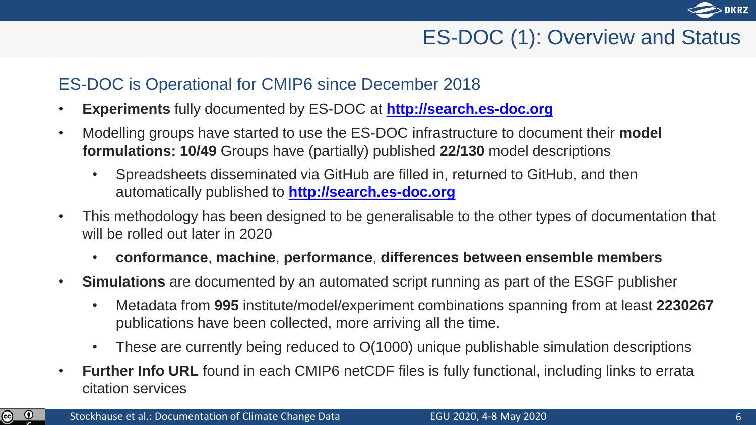# ES-DOC (1): Overview and Status

## ES-DOC is Operational for CMIP6 since December 2018

- **Experiments** fully documented by ES-DOC at **http://search.es-doc.org**
- Modelling groups have started to use the ES-DOC infrastructure to document their **model formulations: 10/49** Groups have (partially) published **22/130** model descriptions
  - Spreadsheets disseminated via GitHub are filled in, returned to GitHub, and then automatically published to **http://search.es-doc.org**
- This methodology has been designed to be generalisable to the other types of documentation that will be rolled out later in 2020
  - **conformance**, **machine**, **performance**, **differences between ensemble members**
- **Simulations** are documented by an automated script running as part of the ESGF publisher
  - Metadata from **995** institute/model/experiment combinations spanning from at least **2230267** publications have been collected, more arriving all the time.
  - These are currently being reduced to O(1000) unique publishable simulation descriptions
- **Further Info URL** found in each CMIP6 netCDF files is fully functional, including links to errata citation services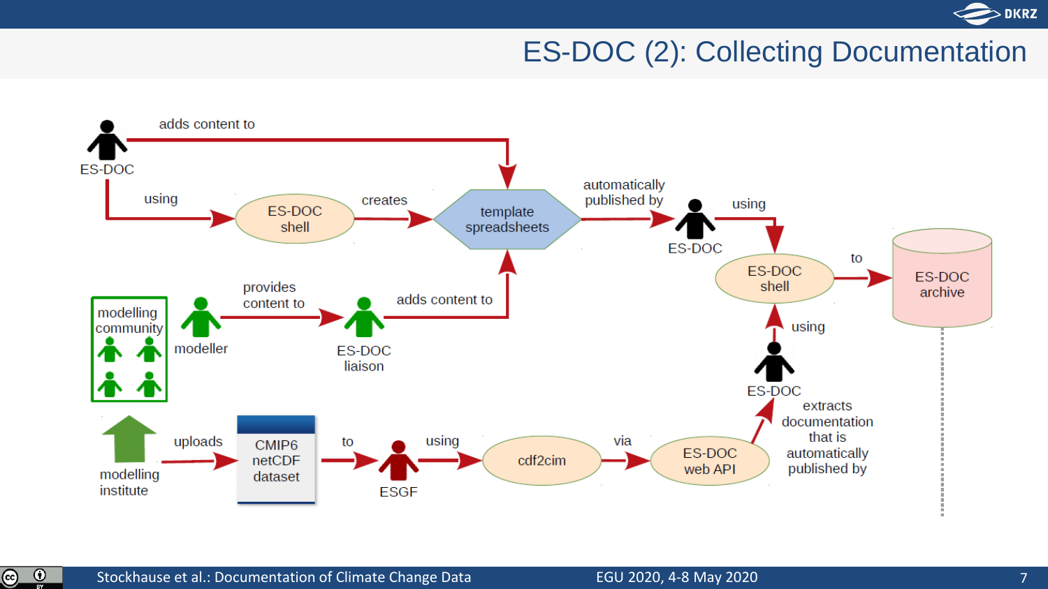# ES-DOC (2): Collecting Documentation

ES-DOC — adds content to → template spreadsheets

ES-DOC — using → ES-DOC shell — creates → template spreadsheets

template spreadsheets — automatically published by → ES-DOC — using → ES-DOC shell — to → ES-DOC archive

modelling community: modeller — provides content to → ES-DOC liaison — adds content to → template spreadsheets

modelling institute — uploads → CMIP6 netCDF dataset — to → ESGF — using → cdf2cim — via → ES-DOC web API — extracts documentation that is automatically published by → ES-DOC — using → ES-DOC shell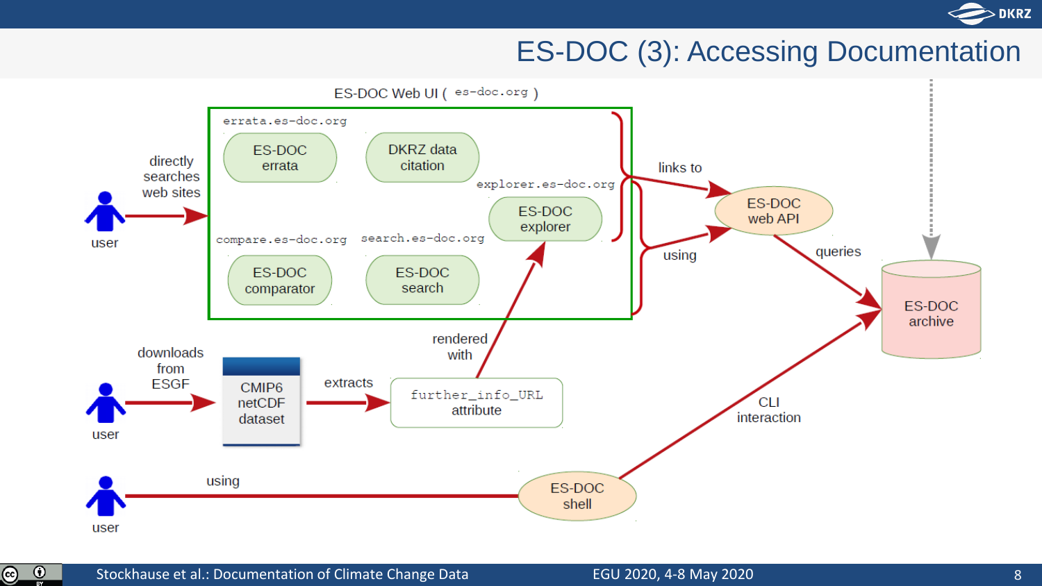# ES-DOC (3): Accessing Documentation

ES-DOC Web UI ( es-doc.org )

errata.es-doc.org

- ES-DOC errata
- DKRZ data citation

explorer.es-doc.org

- ES-DOC explorer

compare.es-doc.org

- ES-DOC comparator

search.es-doc.org

- ES-DOC search

user — directly searches web sites → ES-DOC Web UI

ES-DOC Web UI — links to → ES-DOC web API

ES-DOC Web UI — using → ES-DOC web API

ES-DOC web API — queries → ES-DOC archive

user — downloads from ESGF → CMIP6 netCDF dataset — extracts → further_info_URL attribute — rendered with → ES-DOC explorer

user — using → ES-DOC shell — CLI interaction → ES-DOC archive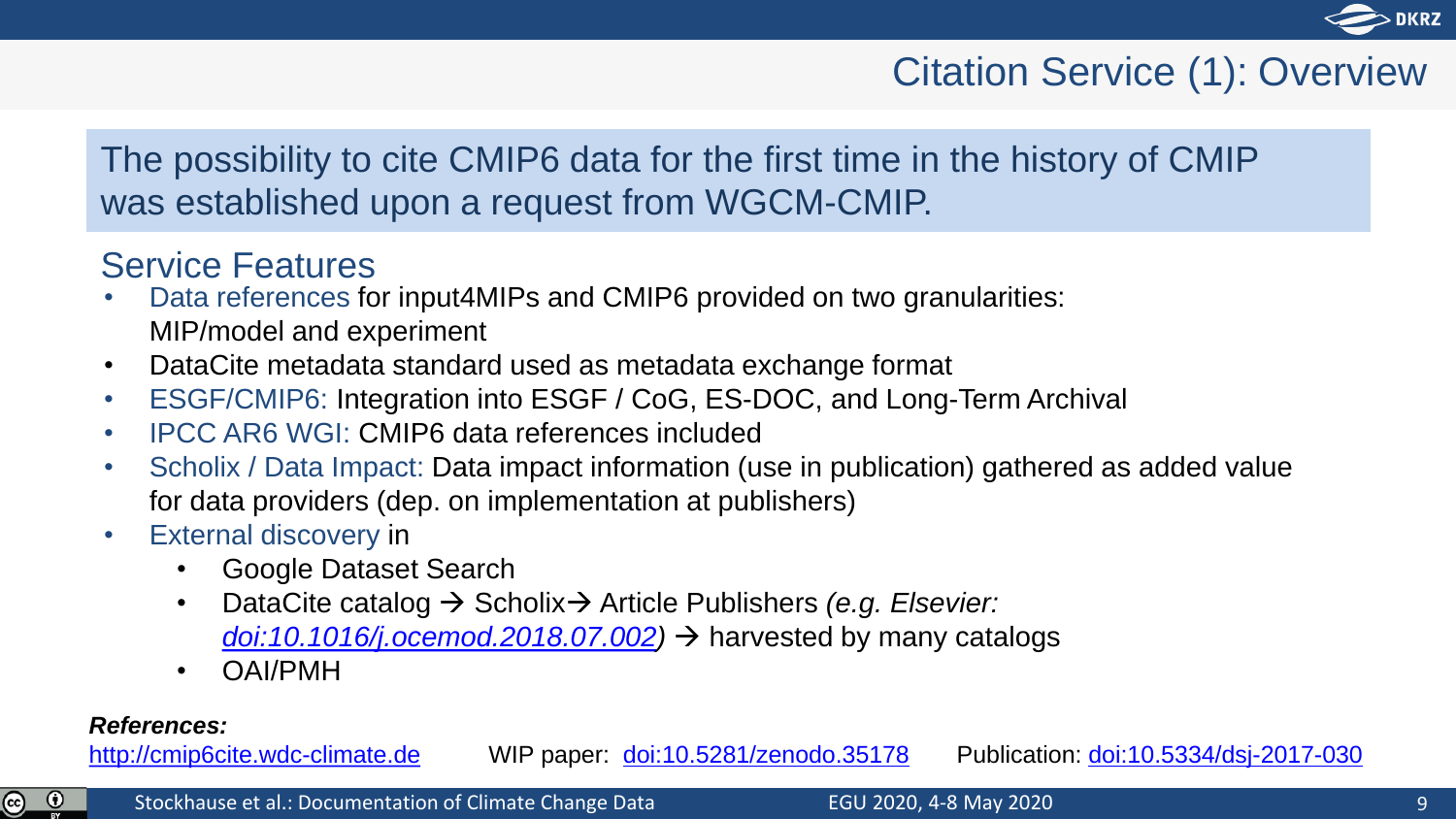# Citation Service (1): Overview

The possibility to cite CMIP6 data for the first time in the history of CMIP was established upon a request from WGCM-CMIP.

## Service Features

- Data references for input4MIPs and CMIP6 provided on two granularities: MIP/model and experiment
- DataCite metadata standard used as metadata exchange format
- ESGF/CMIP6: Integration into ESGF / CoG, ES-DOC, and Long-Term Archival
- IPCC AR6 WGI: CMIP6 data references included
- Scholix / Data Impact: Data impact information (use in publication) gathered as added value for data providers (dep. on implementation at publishers)
- External discovery in
  - Google Dataset Search
  - DataCite catalog → Scholix→ Article Publishers *(e.g. Elsevier: [doi:10.1016/j.ocemod.2018.07.002](https://doi.org/10.1016/j.ocemod.2018.07.002))* → harvested by many catalogs
  - OAI/PMH

***References:***

[http://cmip6cite.wdc-climate.de](http://cmip6cite.wdc-climate.de) WIP paper: [doi:10.5281/zenodo.35178](https://doi.org/10.5281/zenodo.35178) Publication: [doi:10.5334/dsj-2017-030](https://doi.org/10.5334/dsj-2017-030)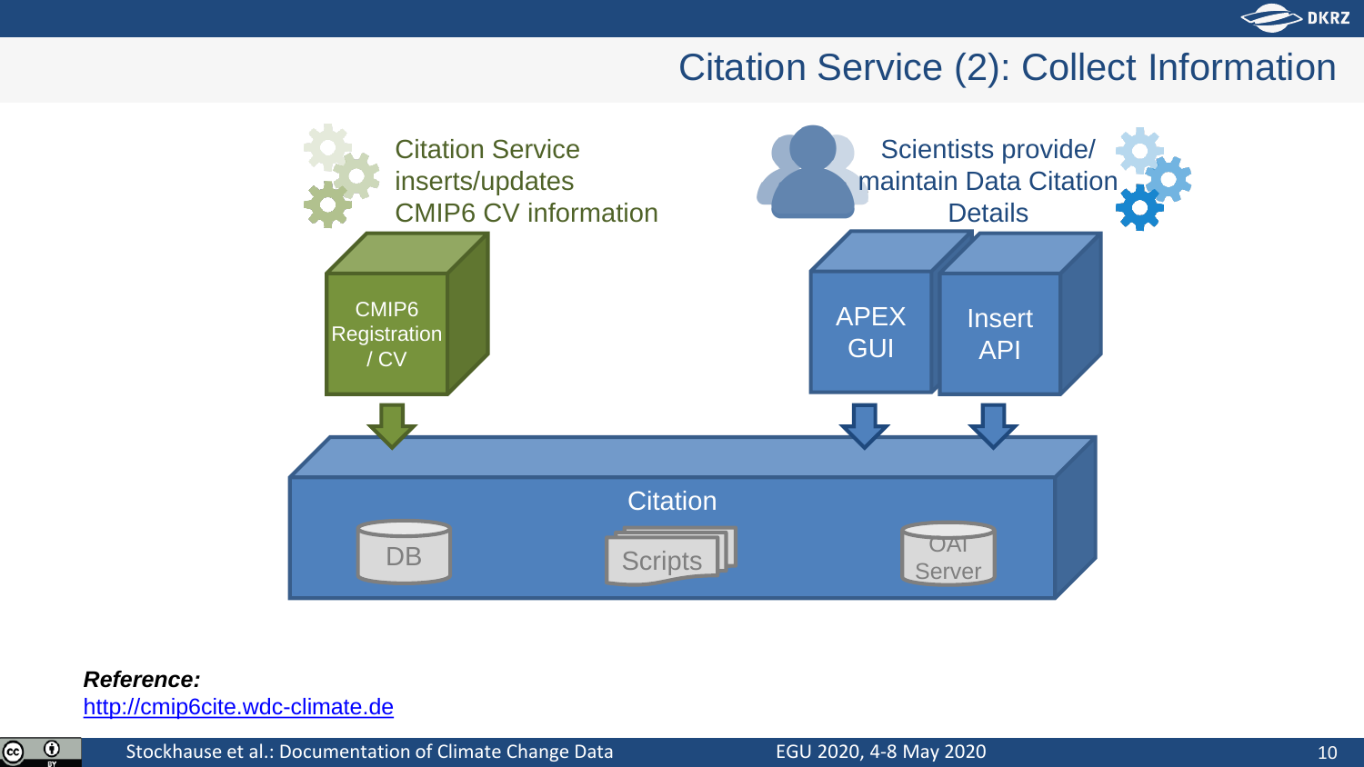# Citation Service (2): Collect Information

Citation Service inserts/updates CMIP6 CV information

Scientists provide/ maintain Data Citation Details

CMIP6 Registration / CV

APEX GUI

Insert API

Citation

DB

Scripts

OAI Server

***Reference:***
[http://cmip6cite.wdc-climate.de](http://cmip6cite.wdc-climate.de)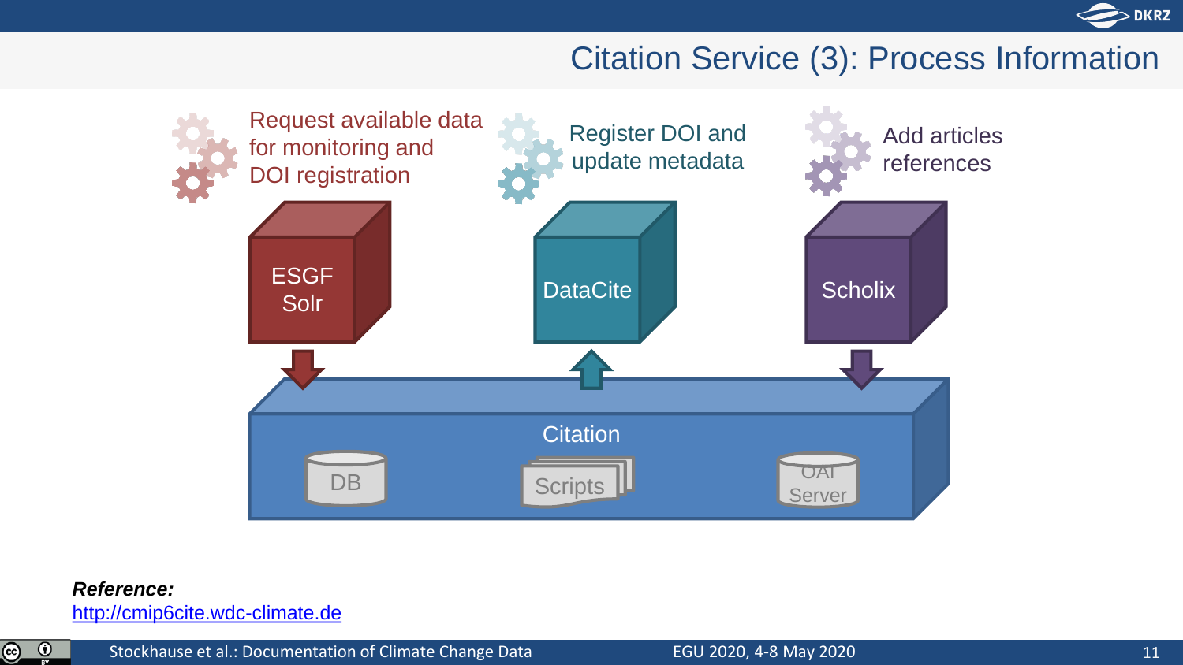# Citation Service (3): Process Information

Request available data for monitoring and DOI registration

Register DOI and update metadata

Add articles references

ESGF Solr

DataCite

Scholix

Citation

DB

Scripts

OAI Server

***Reference:***
http://cmip6cite.wdc-climate.de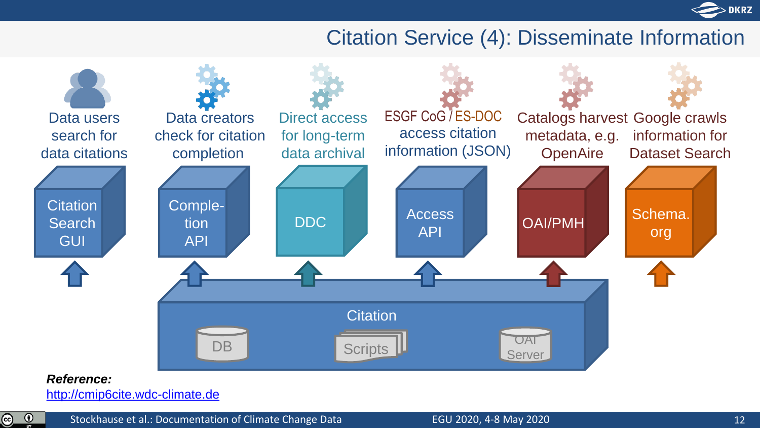# Citation Service (4): Disseminate Information

| Data users search for data citations | Data creators check for citation completion | Direct access for long-term data archival | ESGF CoG / ES-DOC access citation information (JSON) | Catalogs harvest metadata, e.g. OpenAire | Google crawls information for Dataset Search |
| --- | --- | --- | --- | --- | --- |
| Citation Search GUI | Comple-tion API | DDC | Access API | OAI/PMH | Schema.org |

Citation

- DB
- Scripts
- OAI Server

***Reference:***
http://cmip6cite.wdc-climate.de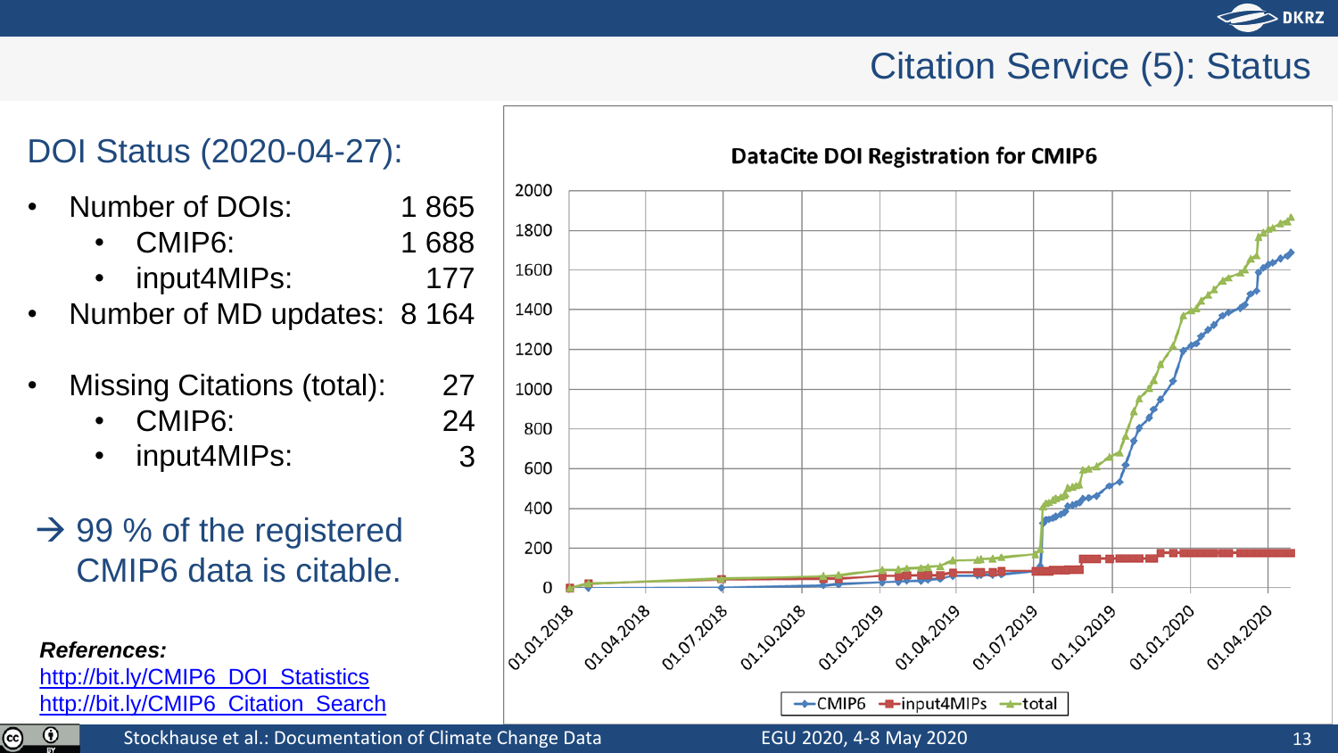# Citation Service (5): Status

## DOI Status (2020-04-27):

- Number of DOIs: 1 865
  - CMIP6: 1 688
  - input4MIPs: 177
- Number of MD updates: 8 164

- Missing Citations (total): 27
  - CMIP6: 24
  - input4MIPs: 3

→ 99 % of the registered CMIP6 data is citable.

***References:***

[http://bit.ly/CMIP6_DOI_Statistics](http://bit.ly/CMIP6_DOI_Statistics)

[http://bit.ly/CMIP6_Citation_Search](http://bit.ly/CMIP6_Citation_Search)

**DataCite DOI Registration for CMIP6**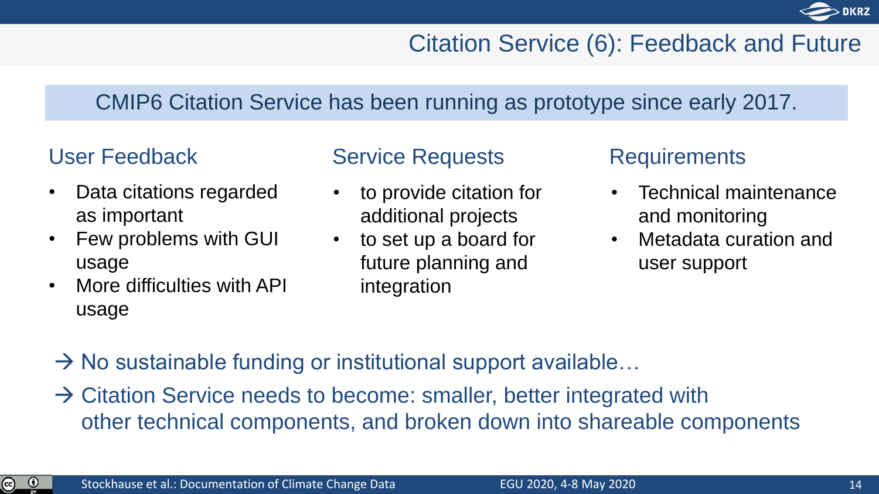# Citation Service (6): Feedback and Future

CMIP6 Citation Service has been running as prototype since early 2017.

## User Feedback

- Data citations regarded as important
- Few problems with GUI usage
- More difficulties with API usage

## Service Requests

- to provide citation for additional projects
- to set up a board for future planning and integration

## Requirements

- Technical maintenance and monitoring
- Metadata curation and user support

→ No sustainable funding or institutional support available…

→ Citation Service needs to become: smaller, better integrated with other technical components, and broken down into shareable components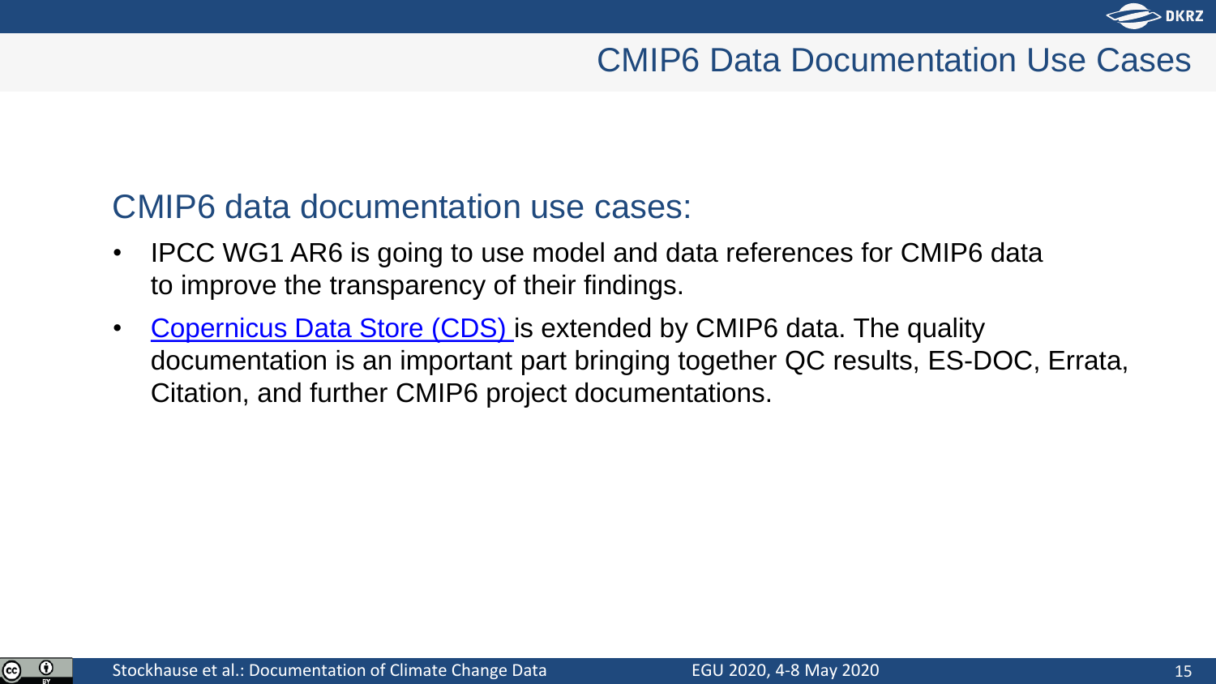# CMIP6 Data Documentation Use Cases

## CMIP6 data documentation use cases:

- IPCC WG1 AR6 is going to use model and data references for CMIP6 data to improve the transparency of their findings.
- Copernicus Data Store (CDS) is extended by CMIP6 data. The quality documentation is an important part bringing together QC results, ES-DOC, Errata, Citation, and further CMIP6 project documentations.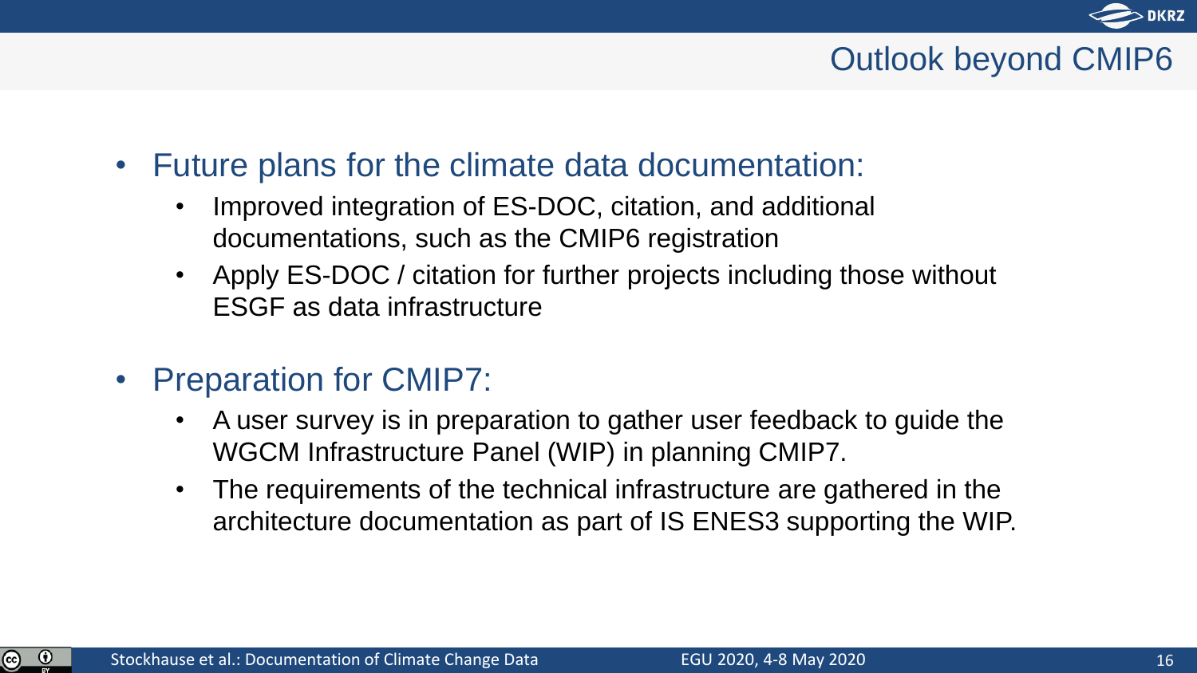# Outlook beyond CMIP6

- Future plans for the climate data documentation:
  - Improved integration of ES-DOC, citation, and additional documentations, such as the CMIP6 registration
  - Apply ES-DOC / citation for further projects including those without ESGF as data infrastructure

- Preparation for CMIP7:
  - A user survey is in preparation to gather user feedback to guide the WGCM Infrastructure Panel (WIP) in planning CMIP7.
  - The requirements of the technical infrastructure are gathered in the architecture documentation as part of IS ENES3 supporting the WIP.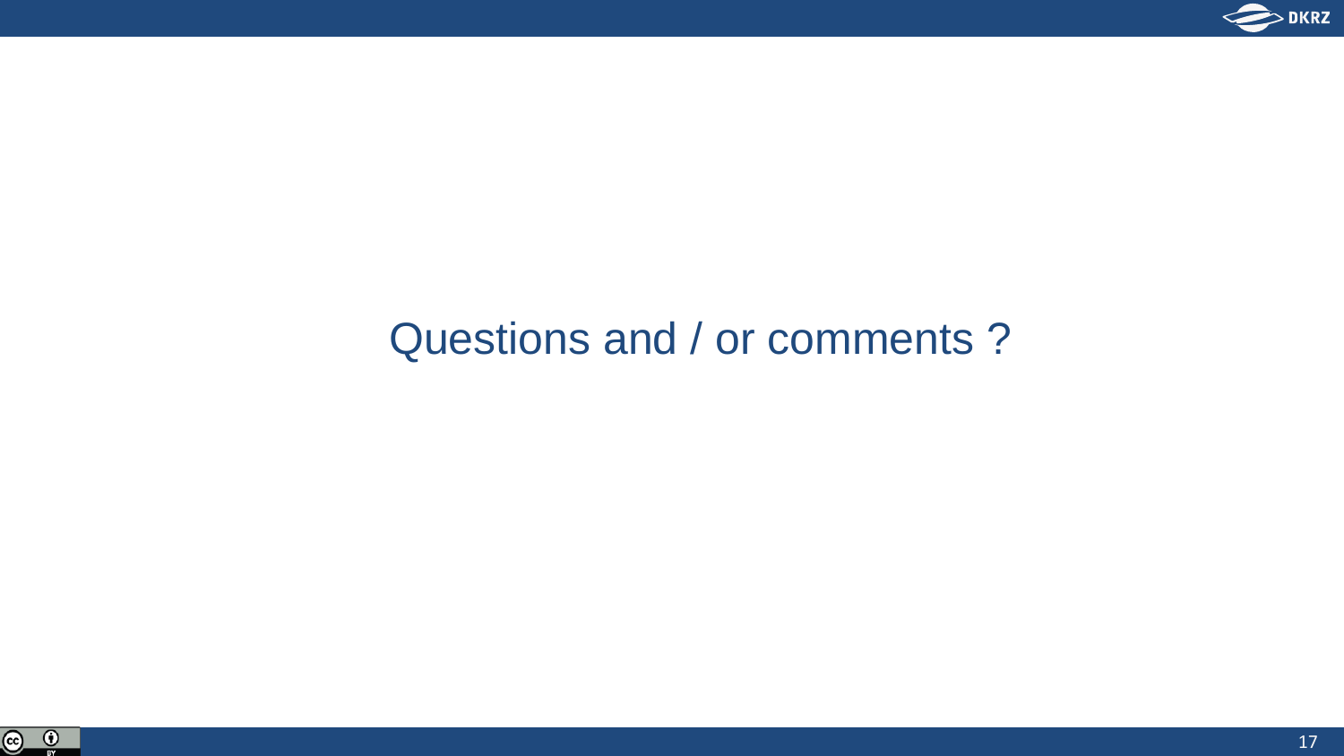Questions and / or comments ?